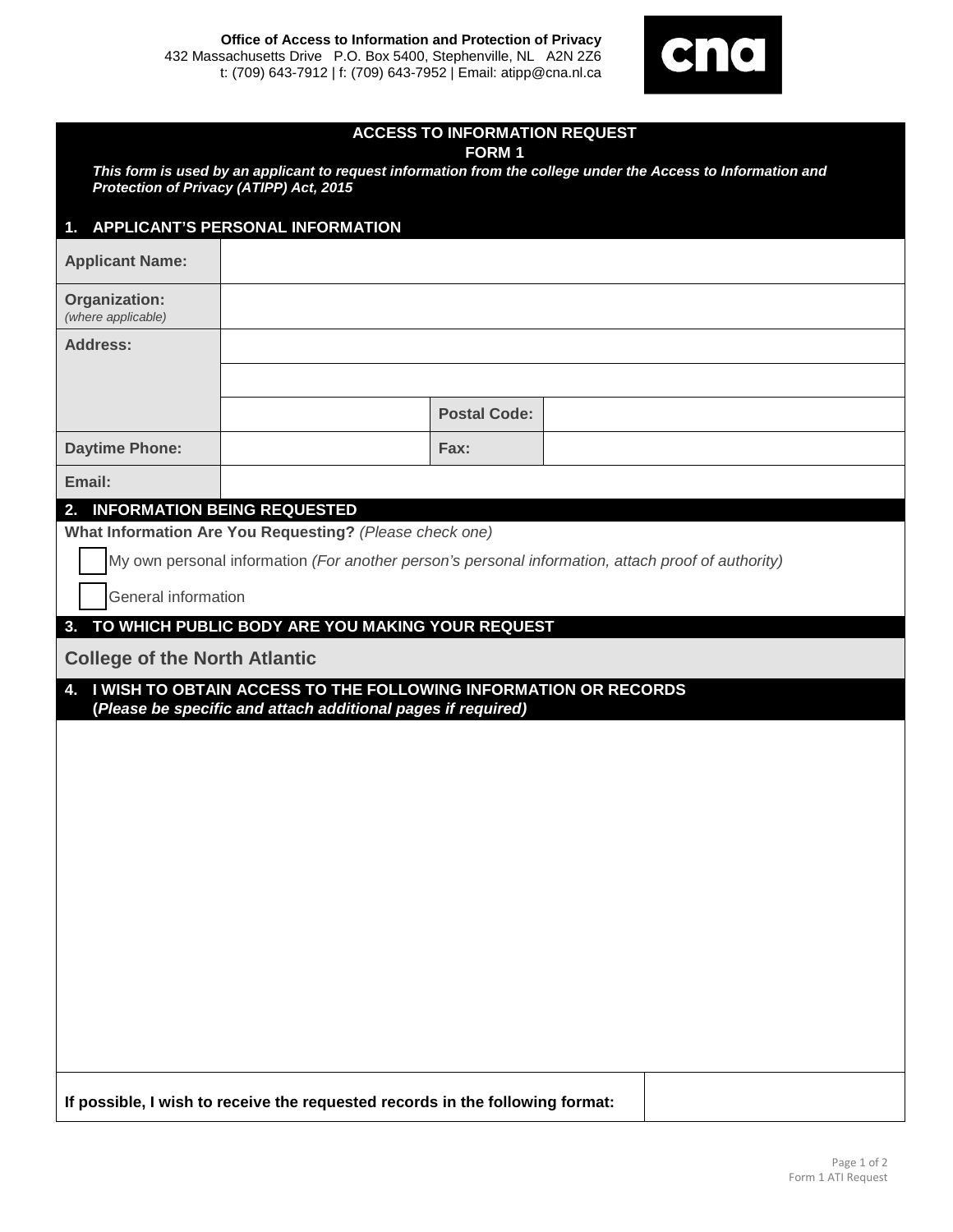**Office of Access to Information and Protection of Privacy**
432 Massachusetts Drive P.O. Box 5400, Stephenville, NL A2N 2Z6
t: (709) 643-7912 | f: (709) 643-7952 | Email: atipp@cna.nl.ca

cna

# ACCESS TO INFORMATION REQUEST
## FORM 1

***This form is used by an applicant to request information from the college under the Access to Information and Protection of Privacy (ATIPP) Act, 2015***

### 1. APPLICANT'S PERSONAL INFORMATION

| | | | |
|---|---|---|---|
| **Applicant Name:** | | | |
| **Organization:** *(where applicable)* | | | |
| **Address:** | | | |
| | | | |
| | | **Postal Code:** | |
| **Daytime Phone:** | | **Fax:** | |
| **Email:** | | | |

### 2. INFORMATION BEING REQUESTED

**What Information Are You Requesting?** *(Please check one)*

- [ ] My own personal information *(For another person's personal information, attach proof of authority)*
- [ ] General information

### 3. TO WHICH PUBLIC BODY ARE YOU MAKING YOUR REQUEST

**College of the North Atlantic**

### 4. I WISH TO OBTAIN ACCESS TO THE FOLLOWING INFORMATION OR RECORDS
**(*Please be specific and attach additional pages if required*)**

| | |
|---|---|
| **If possible, I wish to receive the requested records in the following format:** | |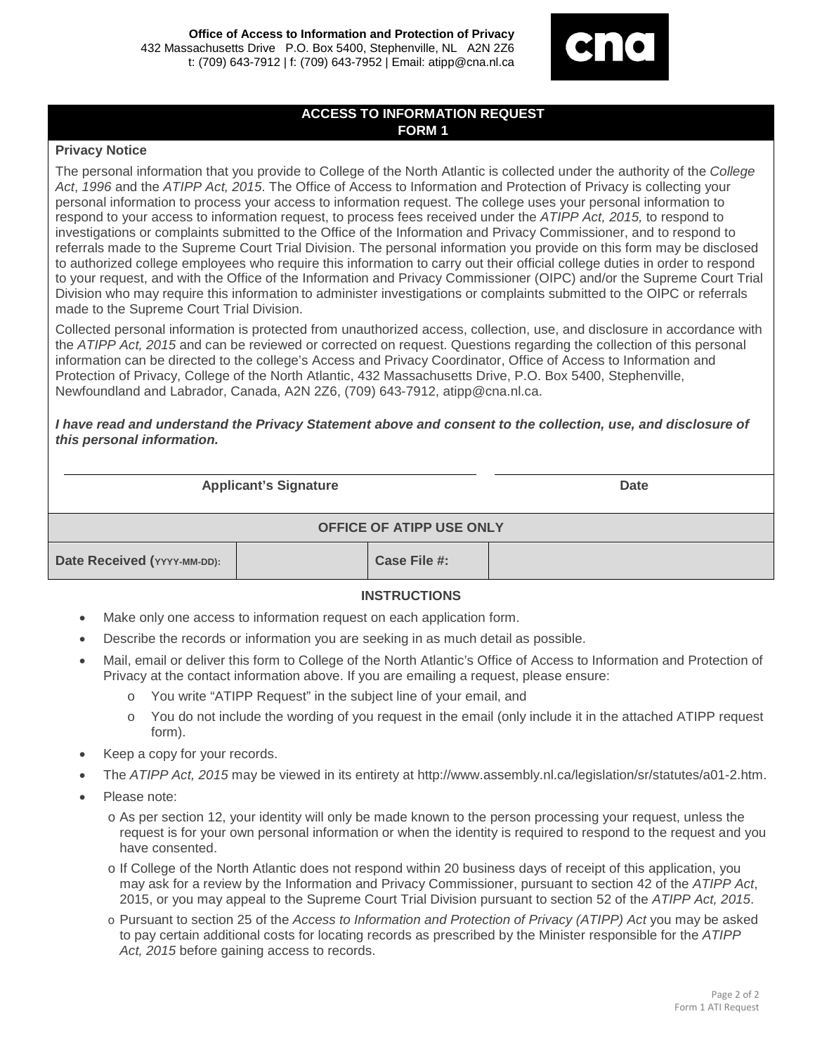**Office of Access to Information and Protection of Privacy**
432 Massachusetts Drive P.O. Box 5400, Stephenville, NL A2N 2Z6
t: (709) 643-7912 | f: (709) 643-7952 | Email: atipp@cna.nl.ca

## ACCESS TO INFORMATION REQUEST
## FORM 1

**Privacy Notice**

The personal information that you provide to College of the North Atlantic is collected under the authority of the *College Act*, *1996* and the *ATIPP Act, 2015*. The Office of Access to Information and Protection of Privacy is collecting your personal information to process your access to information request. The college uses your personal information to respond to your access to information request, to process fees received under the *ATIPP Act, 2015,* to respond to investigations or complaints submitted to the Office of the Information and Privacy Commissioner, and to respond to referrals made to the Supreme Court Trial Division. The personal information you provide on this form may be disclosed to authorized college employees who require this information to carry out their official college duties in order to respond to your request, and with the Office of the Information and Privacy Commissioner (OIPC) and/or the Supreme Court Trial Division who may require this information to administer investigations or complaints submitted to the OIPC or referrals made to the Supreme Court Trial Division.

Collected personal information is protected from unauthorized access, collection, use, and disclosure in accordance with the *ATIPP Act, 2015* and can be reviewed or corrected on request. Questions regarding the collection of this personal information can be directed to the college's Access and Privacy Coordinator, Office of Access to Information and Protection of Privacy, College of the North Atlantic, 432 Massachusetts Drive, P.O. Box 5400, Stephenville, Newfoundland and Labrador, Canada, A2N 2Z6, (709) 643-7912, atipp@cna.nl.ca.

***I have read and understand the Privacy Statement above and consent to the collection, use, and disclosure of this personal information.***

| | |
|---|---|
| **Applicant's Signature** | **Date** |

| **OFFICE OF ATIPP USE ONLY** | | | |
|---|---|---|---|
| **Date Received (YYYY-MM-DD):** | | **Case File #:** | |

### INSTRUCTIONS

- Make only one access to information request on each application form.
- Describe the records or information you are seeking in as much detail as possible.
- Mail, email or deliver this form to College of the North Atlantic's Office of Access to Information and Protection of Privacy at the contact information above. If you are emailing a request, please ensure:
  - You write "ATIPP Request" in the subject line of your email, and
  - You do not include the wording of you request in the email (only include it in the attached ATIPP request form).
- Keep a copy for your records.
- The *ATIPP Act, 2015* may be viewed in its entirety at http://www.assembly.nl.ca/legislation/sr/statutes/a01-2.htm.
- Please note:
  - As per section 12, your identity will only be made known to the person processing your request, unless the request is for your own personal information or when the identity is required to respond to the request and you have consented.
  - If College of the North Atlantic does not respond within 20 business days of receipt of this application, you may ask for a review by the Information and Privacy Commissioner, pursuant to section 42 of the *ATIPP Act*, 2015, or you may appeal to the Supreme Court Trial Division pursuant to section 52 of the *ATIPP Act, 2015*.
  - Pursuant to section 25 of the *Access to Information and Protection of Privacy (ATIPP) Act* you may be asked to pay certain additional costs for locating records as prescribed by the Minister responsible for the *ATIPP Act, 2015* before gaining access to records.